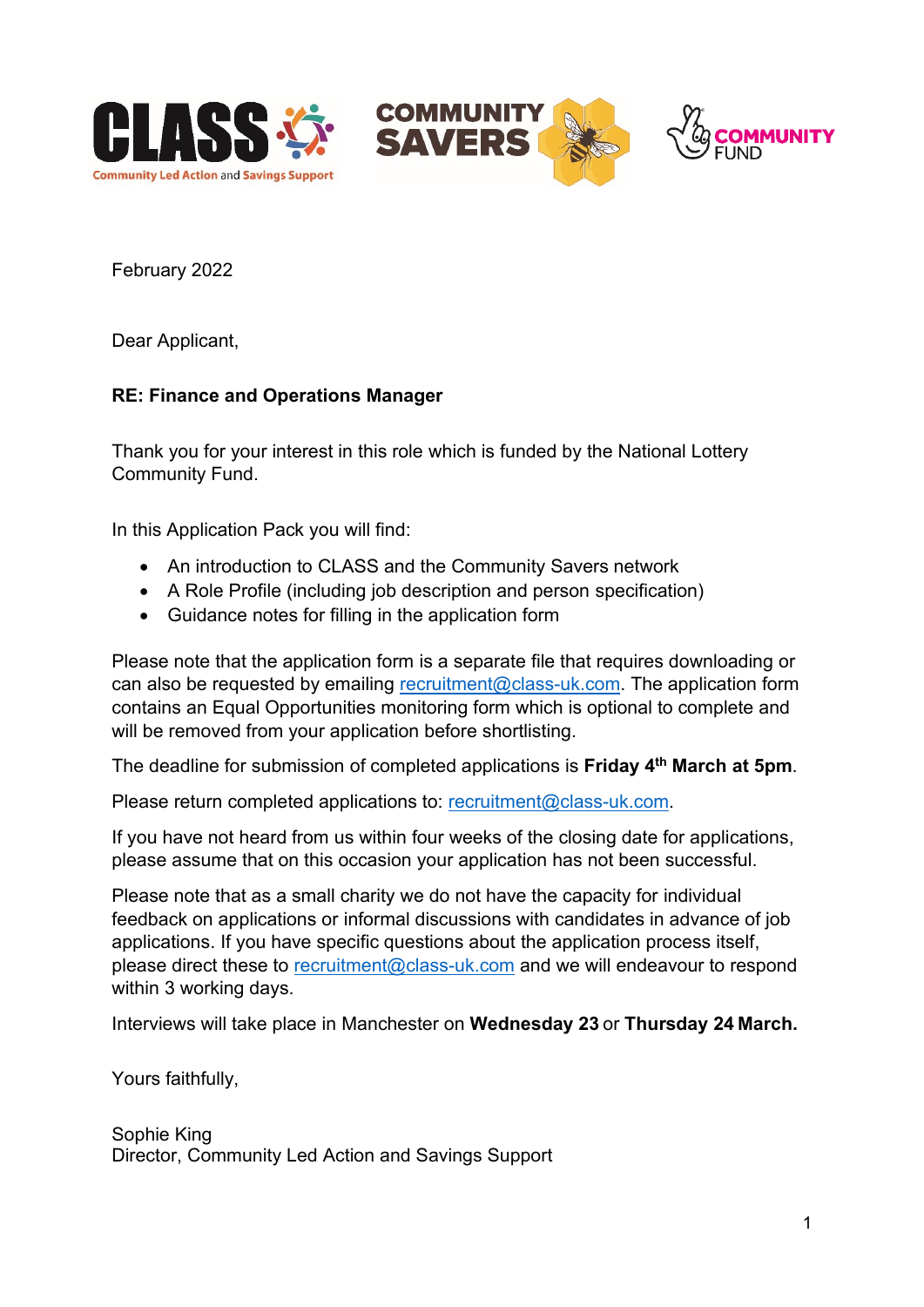February 2022

Dear Applicant,

**RE: Finance and Operations Manager**

Thank you for your interest in this role which is funded by the National Lottery Community Fund.

In this Application Pack you will find:

- An introduction to CLASS and the Community Savers network
- A Role Profile (including job description and person specification)
- Guidance notes for filling in the application form

Please note that the application form is a separate file that requires downloading or can also be requested by emailing recruitment@class-uk.com. The application form contains an Equal Opportunities monitoring form which is optional to complete and will be removed from your application before shortlisting.

The deadline for submission of completed applications is **Friday 4th March at 5pm**.

Please return completed applications to: recruitment@class-uk.com.

If you have not heard from us within four weeks of the closing date for applications, please assume that on this occasion your application has not been successful.

Please note that as a small charity we do not have the capacity for individual feedback on applications or informal discussions with candidates in advance of job applications. If you have specific questions about the application process itself, please direct these to recruitment@class-uk.com and we will endeavour to respond within 3 working days.

Interviews will take place in Manchester on **Wednesday 23** or **Thursday 24 March.**

Yours faithfully,

Sophie King
Director, Community Led Action and Savings Support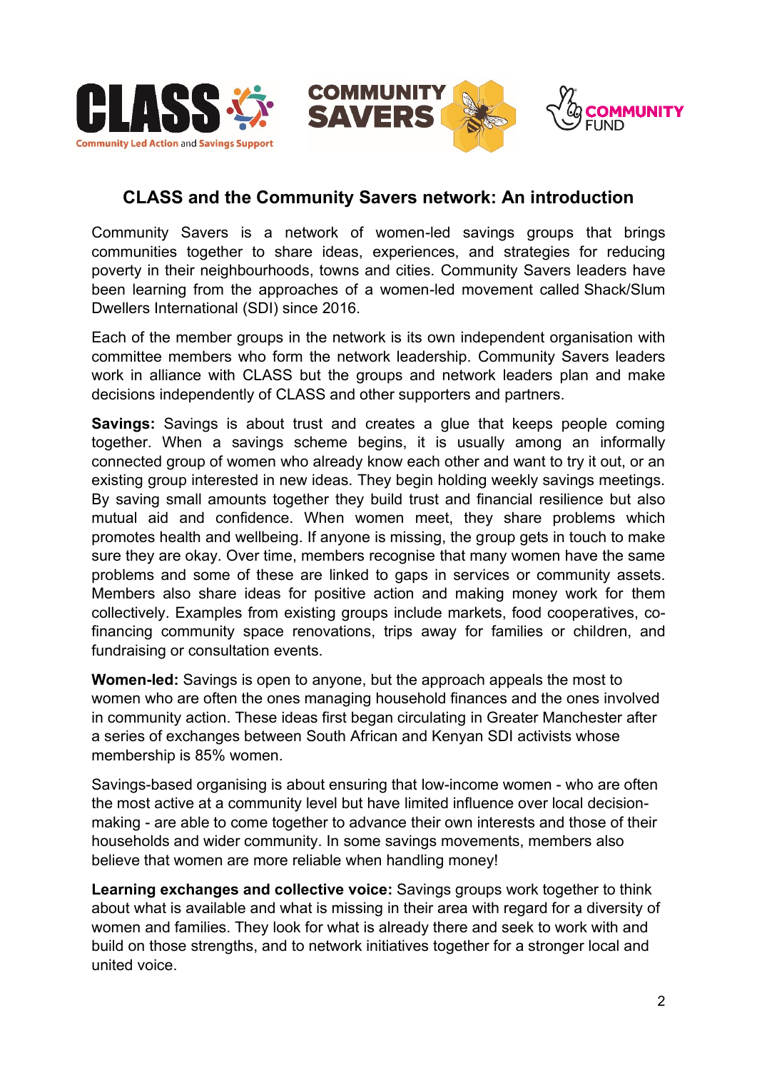## CLASS and the Community Savers network: An introduction

Community Savers is a network of women-led savings groups that brings communities together to share ideas, experiences, and strategies for reducing poverty in their neighbourhoods, towns and cities. Community Savers leaders have been learning from the approaches of a women-led movement called Shack/Slum Dwellers International (SDI) since 2016.

Each of the member groups in the network is its own independent organisation with committee members who form the network leadership. Community Savers leaders work in alliance with CLASS but the groups and network leaders plan and make decisions independently of CLASS and other supporters and partners.

**Savings:** Savings is about trust and creates a glue that keeps people coming together. When a savings scheme begins, it is usually among an informally connected group of women who already know each other and want to try it out, or an existing group interested in new ideas. They begin holding weekly savings meetings. By saving small amounts together they build trust and financial resilience but also mutual aid and confidence. When women meet, they share problems which promotes health and wellbeing. If anyone is missing, the group gets in touch to make sure they are okay. Over time, members recognise that many women have the same problems and some of these are linked to gaps in services or community assets. Members also share ideas for positive action and making money work for them collectively. Examples from existing groups include markets, food cooperatives, co-financing community space renovations, trips away for families or children, and fundraising or consultation events.

**Women-led:** Savings is open to anyone, but the approach appeals the most to women who are often the ones managing household finances and the ones involved in community action. These ideas first began circulating in Greater Manchester after a series of exchanges between South African and Kenyan SDI activists whose membership is 85% women.

Savings-based organising is about ensuring that low-income women - who are often the most active at a community level but have limited influence over local decision-making - are able to come together to advance their own interests and those of their households and wider community. In some savings movements, members also believe that women are more reliable when handling money!

**Learning exchanges and collective voice:** Savings groups work together to think about what is available and what is missing in their area with regard for a diversity of women and families. They look for what is already there and seek to work with and build on those strengths, and to network initiatives together for a stronger local and united voice.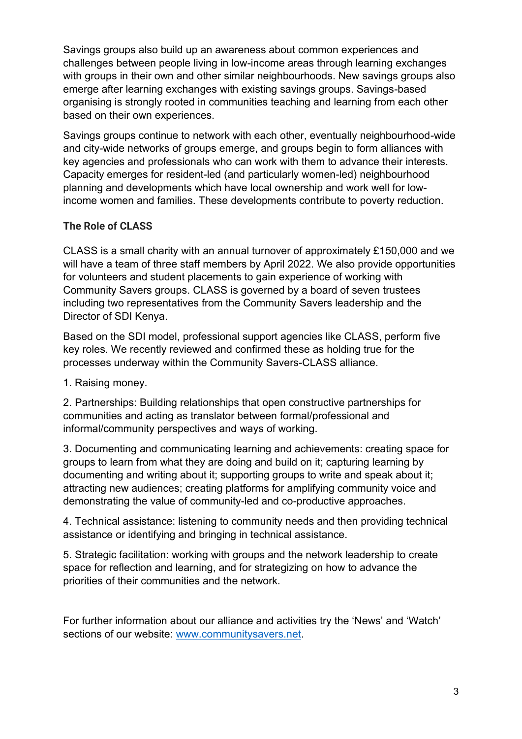Savings groups also build up an awareness about common experiences and challenges between people living in low-income areas through learning exchanges with groups in their own and other similar neighbourhoods. New savings groups also emerge after learning exchanges with existing savings groups. Savings-based organising is strongly rooted in communities teaching and learning from each other based on their own experiences.

Savings groups continue to network with each other, eventually neighbourhood-wide and city-wide networks of groups emerge, and groups begin to form alliances with key agencies and professionals who can work with them to advance their interests. Capacity emerges for resident-led (and particularly women-led) neighbourhood planning and developments which have local ownership and work well for low-income women and families. These developments contribute to poverty reduction.

**The Role of CLASS**

CLASS is a small charity with an annual turnover of approximately £150,000 and we will have a team of three staff members by April 2022. We also provide opportunities for volunteers and student placements to gain experience of working with Community Savers groups. CLASS is governed by a board of seven trustees including two representatives from the Community Savers leadership and the Director of SDI Kenya.

Based on the SDI model, professional support agencies like CLASS, perform five key roles. We recently reviewed and confirmed these as holding true for the processes underway within the Community Savers-CLASS alliance.

1. Raising money.

2. Partnerships: Building relationships that open constructive partnerships for communities and acting as translator between formal/professional and informal/community perspectives and ways of working.

3. Documenting and communicating learning and achievements: creating space for groups to learn from what they are doing and build on it; capturing learning by documenting and writing about it; supporting groups to write and speak about it; attracting new audiences; creating platforms for amplifying community voice and demonstrating the value of community-led and co-productive approaches.

4. Technical assistance: listening to community needs and then providing technical assistance or identifying and bringing in technical assistance.

5. Strategic facilitation: working with groups and the network leadership to create space for reflection and learning, and for strategizing on how to advance the priorities of their communities and the network.

For further information about our alliance and activities try the 'News' and 'Watch' sections of our website: [www.communitysavers.net](www.communitysavers.net).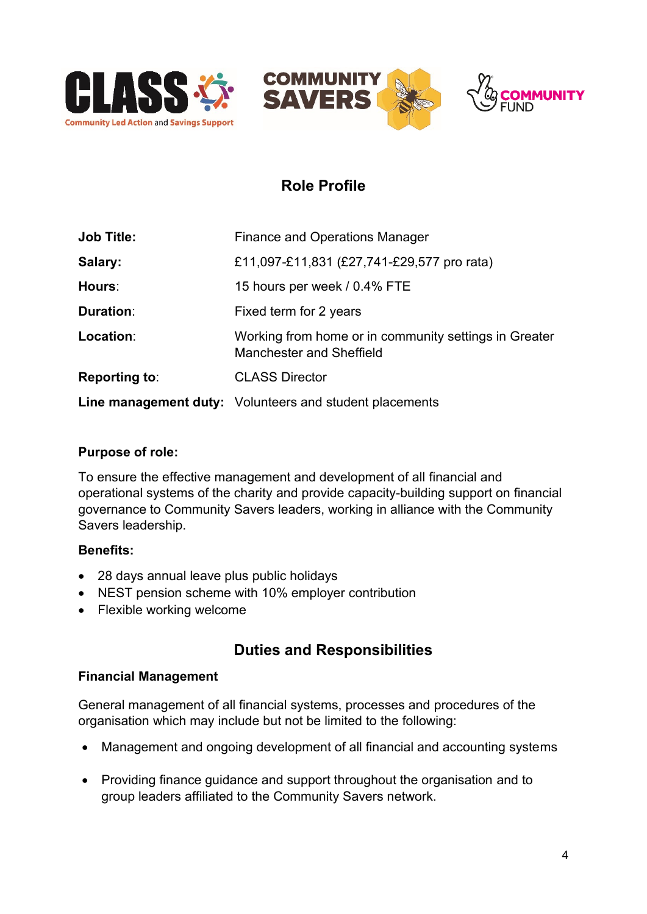## Role Profile

| | |
|---|---|
| **Job Title:** | Finance and Operations Manager |
| **Salary:** | £11,097-£11,831 (£27,741-£29,577 pro rata) |
| **Hours**: | 15 hours per week / 0.4% FTE |
| **Duration**: | Fixed term for 2 years |
| **Location**: | Working from home or in community settings in Greater Manchester and Sheffield |
| **Reporting to**: | CLASS Director |
| **Line management duty:** | Volunteers and student placements |

**Purpose of role:**

To ensure the effective management and development of all financial and operational systems of the charity and provide capacity-building support on financial governance to Community Savers leaders, working in alliance with the Community Savers leadership.

**Benefits:**

- 28 days annual leave plus public holidays
- NEST pension scheme with 10% employer contribution
- Flexible working welcome

## Duties and Responsibilities

**Financial Management**

General management of all financial systems, processes and procedures of the organisation which may include but not be limited to the following:

- Management and ongoing development of all financial and accounting systems
- Providing finance guidance and support throughout the organisation and to group leaders affiliated to the Community Savers network.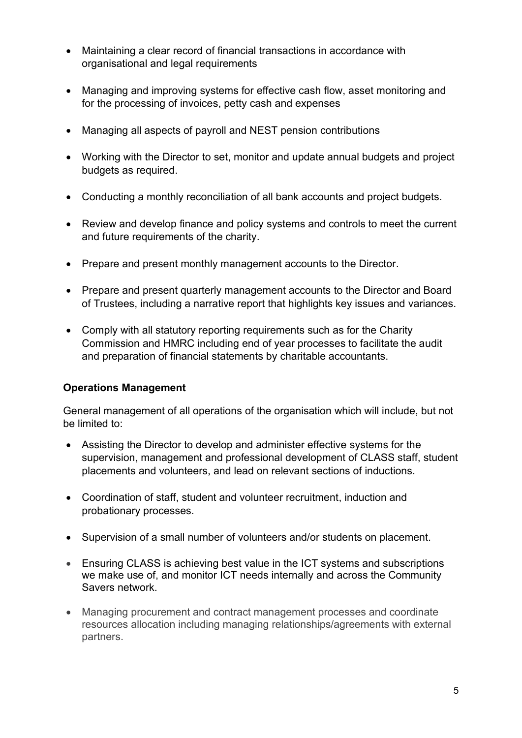- Maintaining a clear record of financial transactions in accordance with organisational and legal requirements

- Managing and improving systems for effective cash flow, asset monitoring and for the processing of invoices, petty cash and expenses

- Managing all aspects of payroll and NEST pension contributions

- Working with the Director to set, monitor and update annual budgets and project budgets as required.

- Conducting a monthly reconciliation of all bank accounts and project budgets.

- Review and develop finance and policy systems and controls to meet the current and future requirements of the charity.

- Prepare and present monthly management accounts to the Director.

- Prepare and present quarterly management accounts to the Director and Board of Trustees, including a narrative report that highlights key issues and variances.

- Comply with all statutory reporting requirements such as for the Charity Commission and HMRC including end of year processes to facilitate the audit and preparation of financial statements by charitable accountants.

**Operations Management**

General management of all operations of the organisation which will include, but not be limited to:

- Assisting the Director to develop and administer effective systems for the supervision, management and professional development of CLASS staff, student placements and volunteers, and lead on relevant sections of inductions.

- Coordination of staff, student and volunteer recruitment, induction and probationary processes.

- Supervision of a small number of volunteers and/or students on placement.

- Ensuring CLASS is achieving best value in the ICT systems and subscriptions we make use of, and monitor ICT needs internally and across the Community Savers network.

- Managing procurement and contract management processes and coordinate resources allocation including managing relationships/agreements with external partners.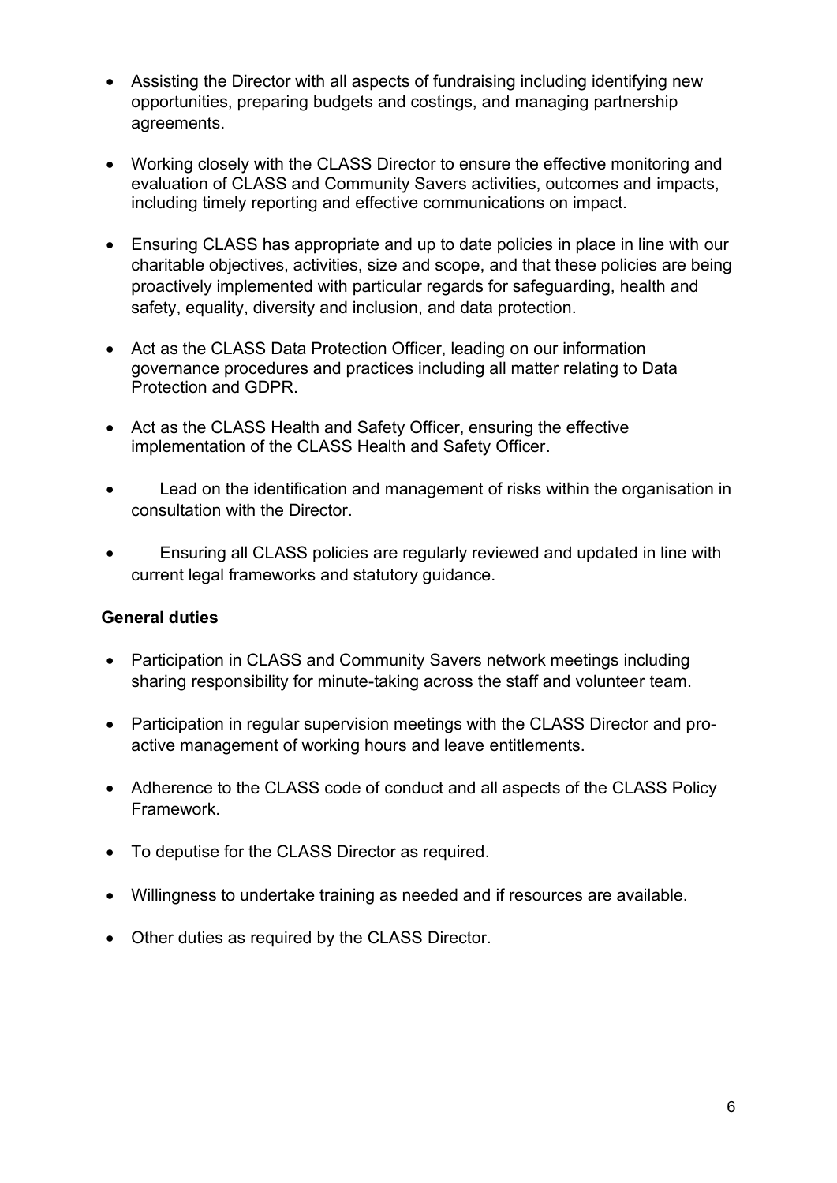- Assisting the Director with all aspects of fundraising including identifying new opportunities, preparing budgets and costings, and managing partnership agreements.

- Working closely with the CLASS Director to ensure the effective monitoring and evaluation of CLASS and Community Savers activities, outcomes and impacts, including timely reporting and effective communications on impact.

- Ensuring CLASS has appropriate and up to date policies in place in line with our charitable objectives, activities, size and scope, and that these policies are being proactively implemented with particular regards for safeguarding, health and safety, equality, diversity and inclusion, and data protection.

- Act as the CLASS Data Protection Officer, leading on our information governance procedures and practices including all matter relating to Data Protection and GDPR.

- Act as the CLASS Health and Safety Officer, ensuring the effective implementation of the CLASS Health and Safety Officer.

- Lead on the identification and management of risks within the organisation in consultation with the Director.

- Ensuring all CLASS policies are regularly reviewed and updated in line with current legal frameworks and statutory guidance.

**General duties**

- Participation in CLASS and Community Savers network meetings including sharing responsibility for minute-taking across the staff and volunteer team.

- Participation in regular supervision meetings with the CLASS Director and pro-active management of working hours and leave entitlements.

- Adherence to the CLASS code of conduct and all aspects of the CLASS Policy Framework.

- To deputise for the CLASS Director as required.

- Willingness to undertake training as needed and if resources are available.

- Other duties as required by the CLASS Director.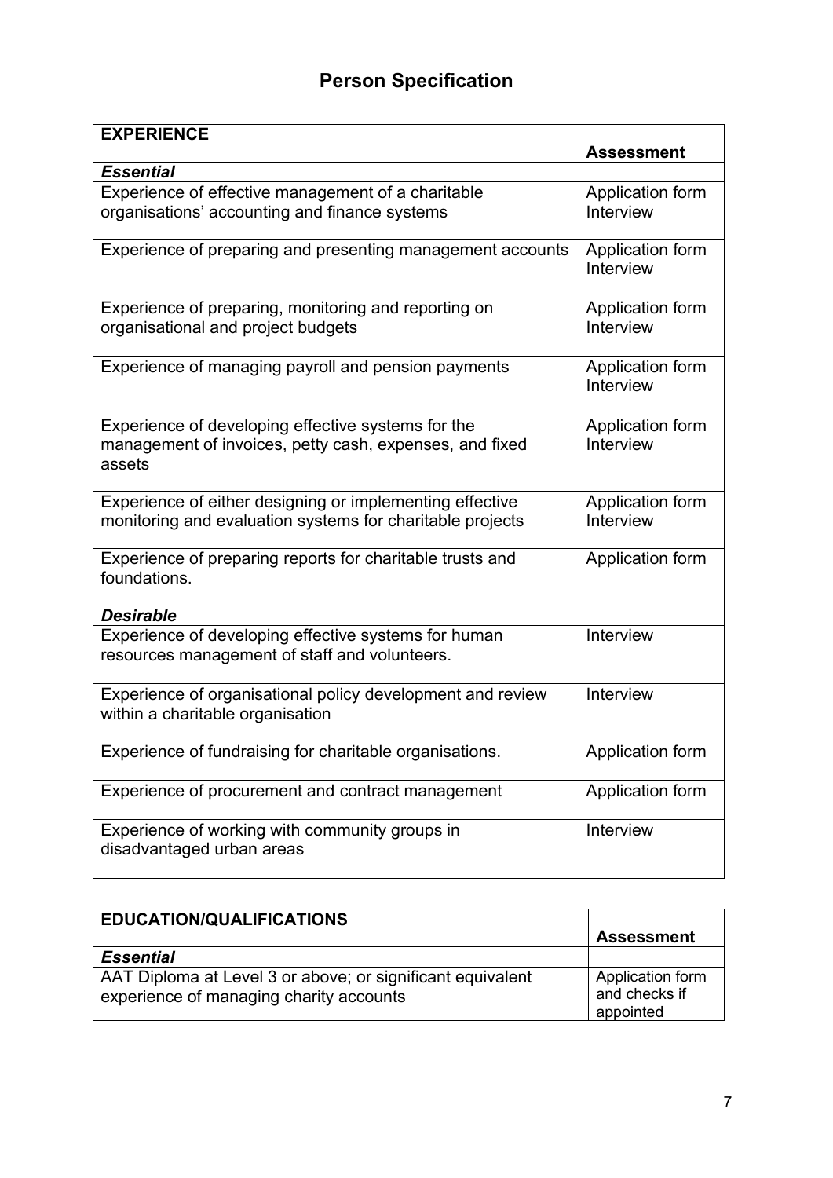# Person Specification

| EXPERIENCE | Assessment |
|---|---|
| ***Essential*** | |
| Experience of effective management of a charitable organisations' accounting and finance systems | Application form Interview |
| Experience of preparing and presenting management accounts | Application form Interview |
| Experience of preparing, monitoring and reporting on organisational and project budgets | Application form Interview |
| Experience of managing payroll and pension payments | Application form Interview |
| Experience of developing effective systems for the management of invoices, petty cash, expenses, and fixed assets | Application form Interview |
| Experience of either designing or implementing effective monitoring and evaluation systems for charitable projects | Application form Interview |
| Experience of preparing reports for charitable trusts and foundations. | Application form |
| ***Desirable*** | |
| Experience of developing effective systems for human resources management of staff and volunteers. | Interview |
| Experience of organisational policy development and review within a charitable organisation | Interview |
| Experience of fundraising for charitable organisations. | Application form |
| Experience of procurement and contract management | Application form |
| Experience of working with community groups in disadvantaged urban areas | Interview |

| EDUCATION/QUALIFICATIONS | Assessment |
|---|---|
| ***Essential*** | |
| AAT Diploma at Level 3 or above; or significant equivalent experience of managing charity accounts | Application form and checks if appointed |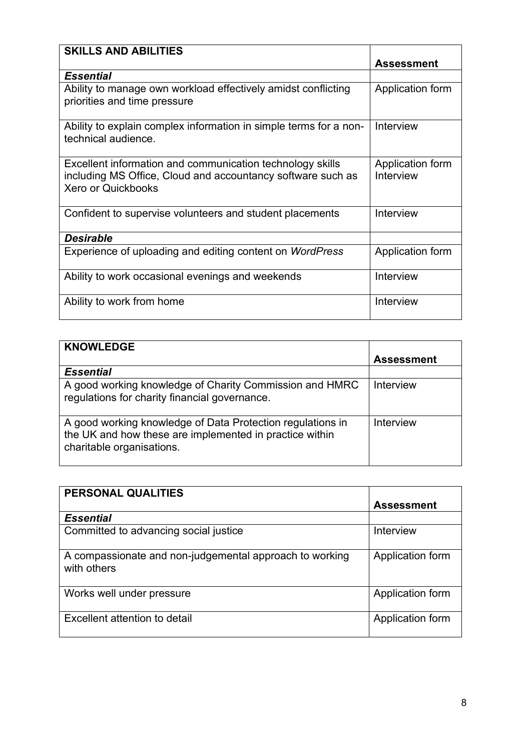| **SKILLS AND ABILITIES** | **Assessment** |
| --- | --- |
| ***Essential*** | |
| Ability to manage own workload effectively amidst conflicting priorities and time pressure | Application form |
| Ability to explain complex information in simple terms for a non-technical audience. | Interview |
| Excellent information and communication technology skills including MS Office, Cloud and accountancy software such as Xero or Quickbooks | Application form Interview |
| Confident to supervise volunteers and student placements | Interview |
| ***Desirable*** | |
| Experience of uploading and editing content on *WordPress* | Application form |
| Ability to work occasional evenings and weekends | Interview |
| Ability to work from home | Interview |

| **KNOWLEDGE** | **Assessment** |
| --- | --- |
| ***Essential*** | |
| A good working knowledge of Charity Commission and HMRC regulations for charity financial governance. | Interview |
| A good working knowledge of Data Protection regulations in the UK and how these are implemented in practice within charitable organisations. | Interview |

| **PERSONAL QUALITIES** | **Assessment** |
| --- | --- |
| ***Essential*** | |
| Committed to advancing social justice | Interview |
| A compassionate and non-judgemental approach to working with others | Application form |
| Works well under pressure | Application form |
| Excellent attention to detail | Application form |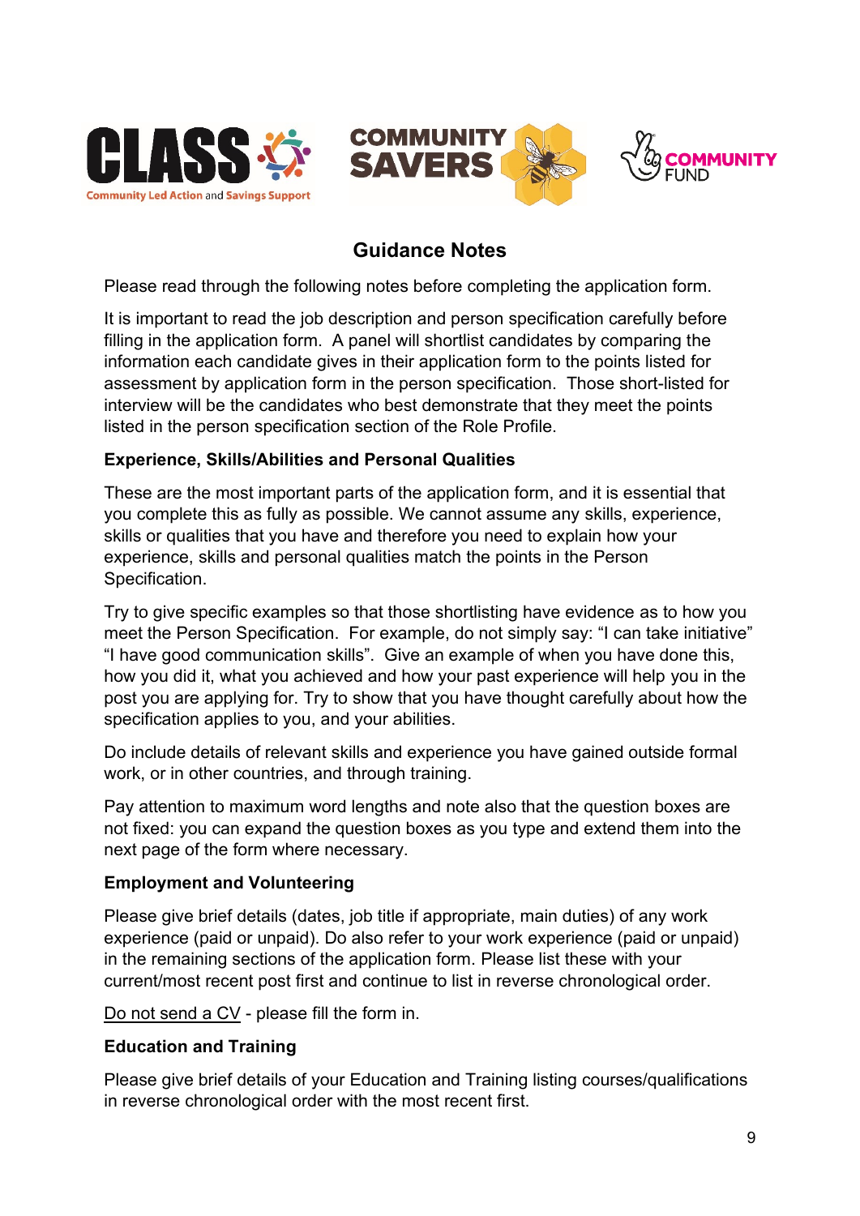## Guidance Notes

Please read through the following notes before completing the application form.

It is important to read the job description and person specification carefully before filling in the application form. A panel will shortlist candidates by comparing the information each candidate gives in their application form to the points listed for assessment by application form in the person specification. Those short-listed for interview will be the candidates who best demonstrate that they meet the points listed in the person specification section of the Role Profile.

**Experience, Skills/Abilities and Personal Qualities**

These are the most important parts of the application form, and it is essential that you complete this as fully as possible. We cannot assume any skills, experience, skills or qualities that you have and therefore you need to explain how your experience, skills and personal qualities match the points in the Person Specification.

Try to give specific examples so that those shortlisting have evidence as to how you meet the Person Specification. For example, do not simply say: "I can take initiative" "I have good communication skills". Give an example of when you have done this, how you did it, what you achieved and how your past experience will help you in the post you are applying for. Try to show that you have thought carefully about how the specification applies to you, and your abilities.

Do include details of relevant skills and experience you have gained outside formal work, or in other countries, and through training.

Pay attention to maximum word lengths and note also that the question boxes are not fixed: you can expand the question boxes as you type and extend them into the next page of the form where necessary.

**Employment and Volunteering**

Please give brief details (dates, job title if appropriate, main duties) of any work experience (paid or unpaid). Do also refer to your work experience (paid or unpaid) in the remaining sections of the application form. Please list these with your current/most recent post first and continue to list in reverse chronological order.

<u>Do not send a CV</u> - please fill the form in.

**Education and Training**

Please give brief details of your Education and Training listing courses/qualifications in reverse chronological order with the most recent first.